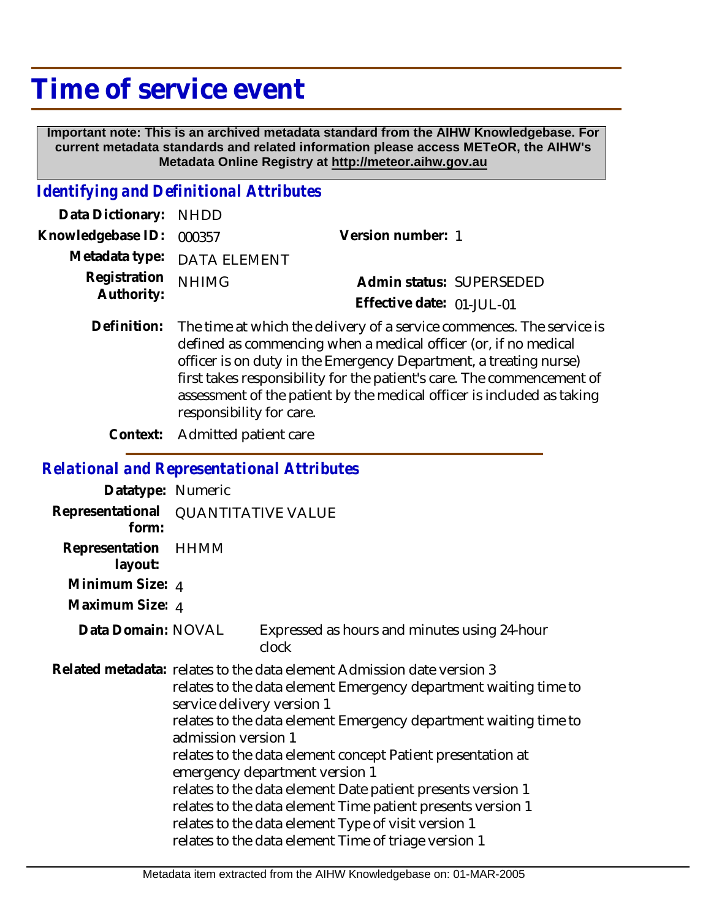# Time of service event

**Important note: This is an archived metadata standard from the AIHW Knowledgebase. For current metadata standards and related information please access METeOR, the AIHW's Metadata Online Registry at http://meteor.aihw.gov.au**

## *Identifying and Definitional Attributes*

**Data Dictionary:** NHDD

**Knowledgebase ID:** 000357

**Version number:** 1

**Metadata type:** DATA ELEMENT

**Registration Authority:** NHIMG

**Admin status:** SUPERSEDED

**Effective date:** 01-JUL-01

**Definition:** The time at which the delivery of a service commences. The service is defined as commencing when a medical officer (or, if no medical officer is on duty in the Emergency Department, a treating nurse) first takes responsibility for the patient's care. The commencement of assessment of the patient by the medical officer is included as taking responsibility for care.

**Context:** Admitted patient care

## *Relational and Representational Attributes*

**Datatype:** Numeric

**Representational form:** QUANTITATIVE VALUE

**Representation layout:** HHMM

**Minimum Size:** 4

**Maximum Size:** 4

**Data Domain:** NOVAL Expressed as hours and minutes using 24-hour clock

**Related metadata:**
relates to the data element Admission date version 3
relates to the data element Emergency department waiting time to service delivery version 1
relates to the data element Emergency department waiting time to admission version 1
relates to the data element concept Patient presentation at emergency department version 1
relates to the data element Date patient presents version 1
relates to the data element Time patient presents version 1
relates to the data element Type of visit version 1
relates to the data element Time of triage version 1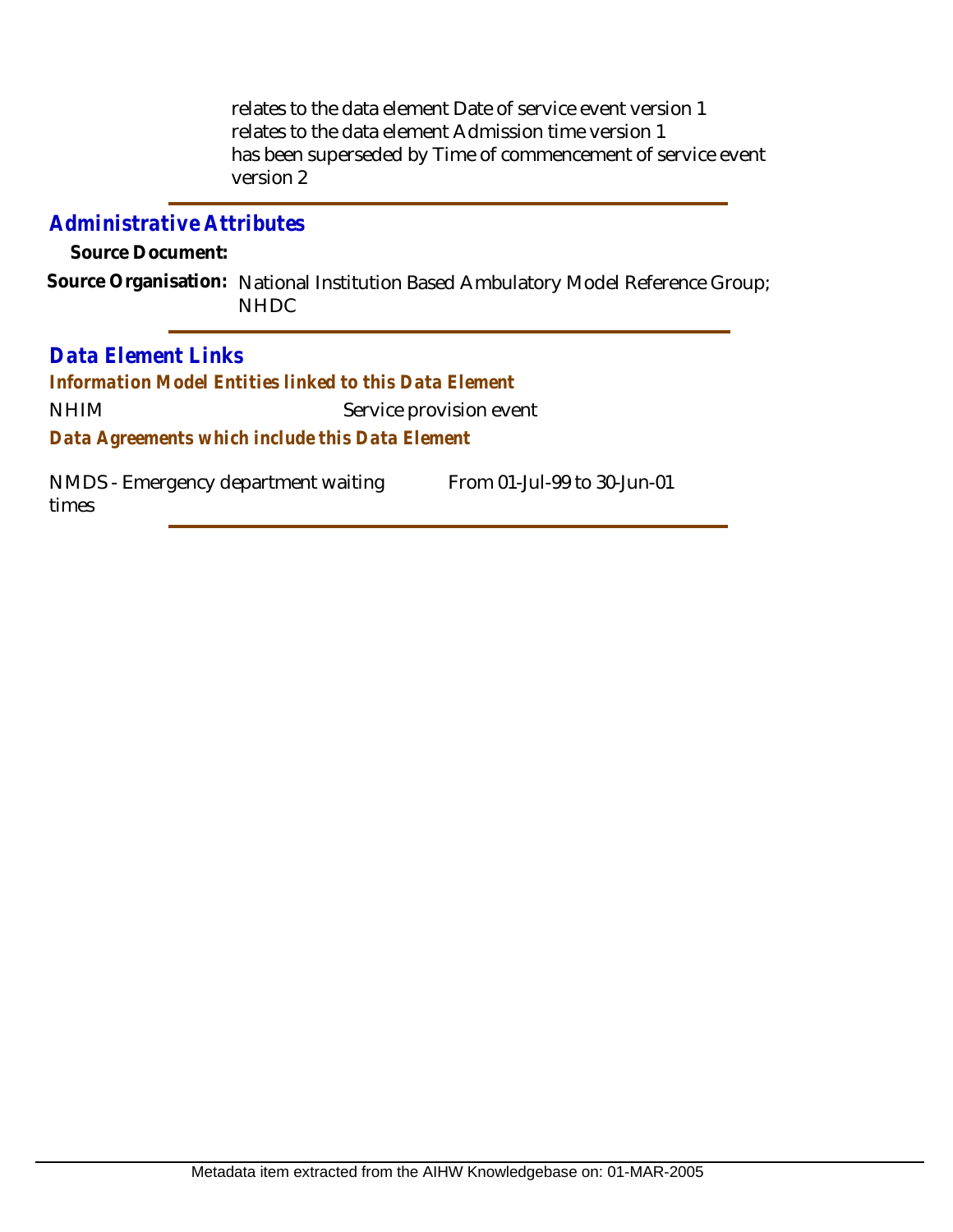relates to the data element Date of service event version 1
relates to the data element Admission time version 1
has been superseded by Time of commencement of service event version 2

## Administrative Attributes

**Source Document:**

**Source Organisation:** National Institution Based Ambulatory Model Reference Group; NHDC

## Data Element Links

***Information Model Entities linked to this Data Element***

NHIM Service provision event

***Data Agreements which include this Data Element***

NMDS - Emergency department waiting times From 01-Jul-99 to 30-Jun-01